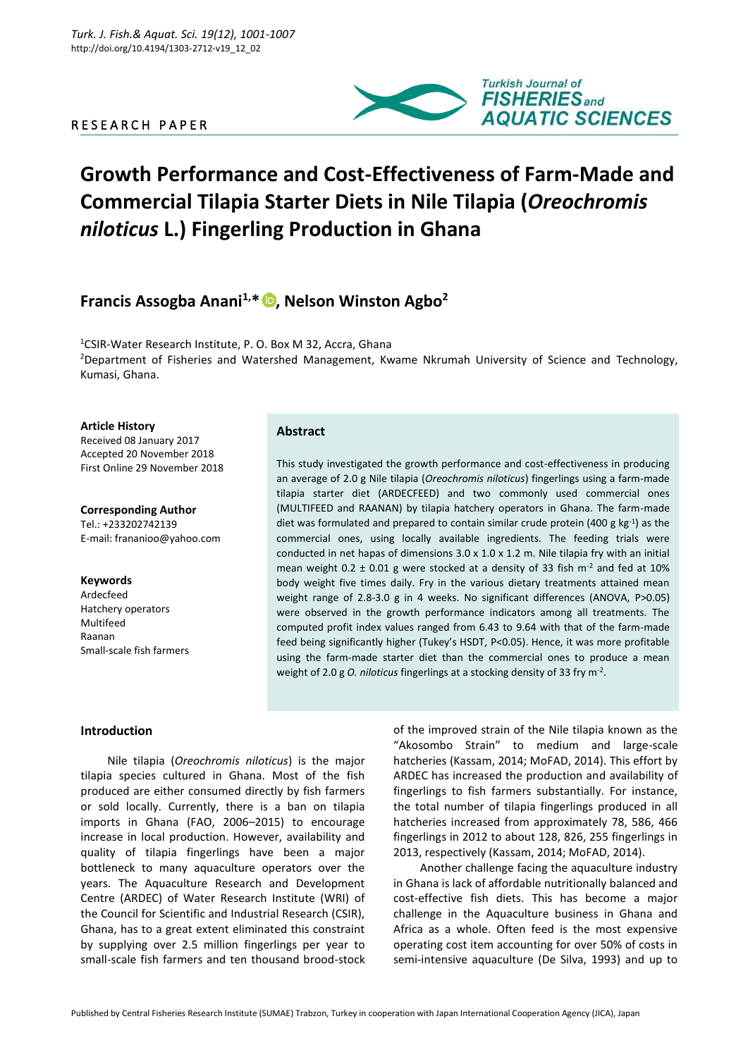RESEARCH PAPER

# Growth Performance and Cost-Effectiveness of Farm-Made and Commercial Tilapia Starter Diets in Nile Tilapia (*Oreochromis niloticus* L.) Fingerling Production in Ghana

## Francis Assogba Anani[1,*], Nelson Winston Agbo[2]

[1]CSIR-Water Research Institute, P. O. Box M 32, Accra, Ghana
[2]Department of Fisheries and Watershed Management, Kwame Nkrumah University of Science and Technology, Kumasi, Ghana.

**Article History**
Received 08 January 2017
Accepted 20 November 2018
First Online 29 November 2018

**Corresponding Author**
Tel.: +233202742139
E-mail: frananioo@yahoo.com

**Keywords**
Ardecfeed
Hatchery operators
Multifeed
Raanan
Small-scale fish farmers

### Abstract

This study investigated the growth performance and cost-effectiveness in producing an average of 2.0 g Nile tilapia (*Oreochromis niloticus*) fingerlings using a farm-made tilapia starter diet (ARDECFEED) and two commonly used commercial ones (MULTIFEED and RAANAN) by tilapia hatchery operators in Ghana. The farm-made diet was formulated and prepared to contain similar crude protein (400 g $kg^{-1}$) as the commercial ones, using locally available ingredients. The feeding trials were conducted in net hapas of dimensions 3.0 x 1.0 x 1.2 m. Nile tilapia fry with an initial mean weight 0.2 ± 0.01 g were stocked at a density of 33 fish $m^{-2}$ and fed at 10% body weight five times daily. Fry in the various dietary treatments attained mean weight range of 2.8-3.0 g in 4 weeks. No significant differences (ANOVA, P>0.05) were observed in the growth performance indicators among all treatments. The computed profit index values ranged from 6.43 to 9.64 with that of the farm-made feed being significantly higher (Tukey's HSDT, P<0.05). Hence, it was more profitable using the farm-made starter diet than the commercial ones to produce a mean weight of 2.0 g *O. niloticus* fingerlings at a stocking density of 33 fry $m^{-2}$.

## Introduction

Nile tilapia (*Oreochromis niloticus*) is the major tilapia species cultured in Ghana. Most of the fish produced are either consumed directly by fish farmers or sold locally. Currently, there is a ban on tilapia imports in Ghana (FAO, 2006–2015) to encourage increase in local production. However, availability and quality of tilapia fingerlings have been a major bottleneck to many aquaculture operators over the years. The Aquaculture Research and Development Centre (ARDEC) of Water Research Institute (WRI) of the Council for Scientific and Industrial Research (CSIR), Ghana, has to a great extent eliminated this constraint by supplying over 2.5 million fingerlings per year to small-scale fish farmers and ten thousand brood-stock of the improved strain of the Nile tilapia known as the "Akosombo Strain" to medium and large-scale hatcheries (Kassam, 2014; MoFAD, 2014). This effort by ARDEC has increased the production and availability of fingerlings to fish farmers substantially. For instance, the total number of tilapia fingerlings produced in all hatcheries increased from approximately 78, 586, 466 fingerlings in 2012 to about 128, 826, 255 fingerlings in 2013, respectively (Kassam, 2014; MoFAD, 2014).

Another challenge facing the aquaculture industry in Ghana is lack of affordable nutritionally balanced and cost-effective fish diets. This has become a major challenge in the Aquaculture business in Ghana and Africa as a whole. Often feed is the most expensive operating cost item accounting for over 50% of costs in semi-intensive aquaculture (De Silva, 1993) and up to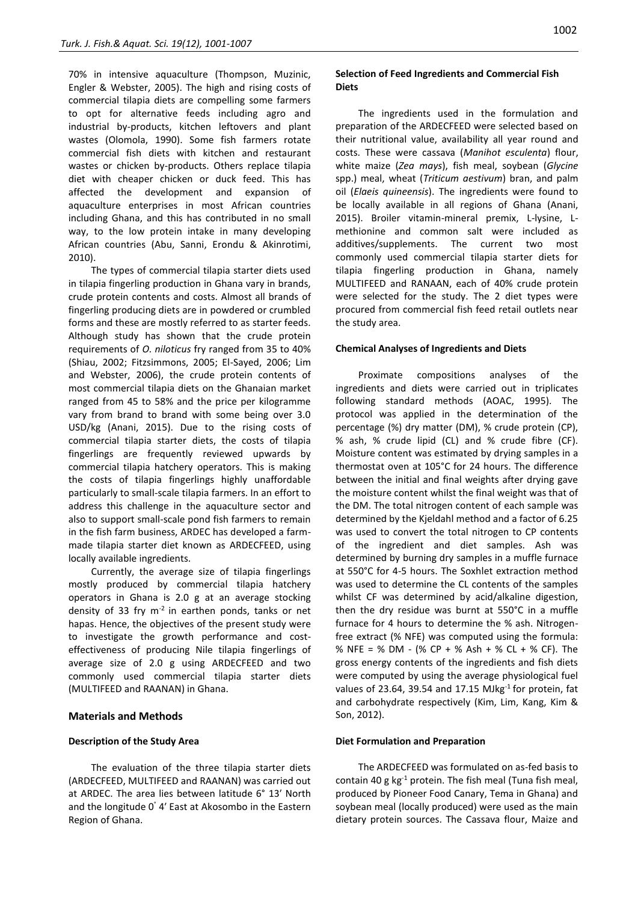70% in intensive aquaculture (Thompson, Muzinic, Engler & Webster, 2005). The high and rising costs of commercial tilapia diets are compelling some farmers to opt for alternative feeds including agro and industrial by-products, kitchen leftovers and plant wastes (Olomola, 1990). Some fish farmers rotate commercial fish diets with kitchen and restaurant wastes or chicken by-products. Others replace tilapia diet with cheaper chicken or duck feed. This has affected the development and expansion of aquaculture enterprises in most African countries including Ghana, and this has contributed in no small way, to the low protein intake in many developing African countries (Abu, Sanni, Erondu & Akinrotimi, 2010).

The types of commercial tilapia starter diets used in tilapia fingerling production in Ghana vary in brands, crude protein contents and costs. Almost all brands of fingerling producing diets are in powdered or crumbled forms and these are mostly referred to as starter feeds. Although study has shown that the crude protein requirements of *O. niloticus* fry ranged from 35 to 40% (Shiau, 2002; Fitzsimmons, 2005; El-Sayed, 2006; Lim and Webster, 2006), the crude protein contents of most commercial tilapia diets on the Ghanaian market ranged from 45 to 58% and the price per kilogramme vary from brand to brand with some being over 3.0 USD/kg (Anani, 2015). Due to the rising costs of commercial tilapia starter diets, the costs of tilapia fingerlings are frequently reviewed upwards by commercial tilapia hatchery operators. This is making the costs of tilapia fingerlings highly unaffordable particularly to small-scale tilapia farmers. In an effort to address this challenge in the aquaculture sector and also to support small-scale pond fish farmers to remain in the fish farm business, ARDEC has developed a farm-made tilapia starter diet known as ARDECFEED, using locally available ingredients.

Currently, the average size of tilapia fingerlings mostly produced by commercial tilapia hatchery operators in Ghana is 2.0 g at an average stocking density of 33 fry $m^{-2}$ in earthen ponds, tanks or net hapas. Hence, the objectives of the present study were to investigate the growth performance and cost-effectiveness of producing Nile tilapia fingerlings of average size of 2.0 g using ARDECFEED and two commonly used commercial tilapia starter diets (MULTIFEED and RAANAN) in Ghana.

## Materials and Methods

### Description of the Study Area

The evaluation of the three tilapia starter diets (ARDECFEED, MULTIFEED and RAANAN) was carried out at ARDEC. The area lies between latitude 6° 13' North and the longitude 0° 4' East at Akosombo in the Eastern Region of Ghana.

### Selection of Feed Ingredients and Commercial Fish Diets

The ingredients used in the formulation and preparation of the ARDECFEED were selected based on their nutritional value, availability all year round and costs. These were cassava (*Manihot esculenta*) flour, white maize (*Zea mays*), fish meal, soybean (*Glycine* spp.) meal, wheat (*Triticum aestivum*) bran, and palm oil (*Elaeis quineensis*). The ingredients were found to be locally available in all regions of Ghana (Anani, 2015). Broiler vitamin-mineral premix, L-lysine, L-methionine and common salt were included as additives/supplements. The current two most commonly used commercial tilapia starter diets for tilapia fingerling production in Ghana, namely MULTIFEED and RANAAN, each of 40% crude protein were selected for the study. The 2 diet types were procured from commercial fish feed retail outlets near the study area.

### Chemical Analyses of Ingredients and Diets

Proximate compositions analyses of the ingredients and diets were carried out in triplicates following standard methods (AOAC, 1995). The protocol was applied in the determination of the percentage (%) dry matter (DM), % crude protein (CP), % ash, % crude lipid (CL) and % crude fibre (CF). Moisture content was estimated by drying samples in a thermostat oven at 105°C for 24 hours. The difference between the initial and final weights after drying gave the moisture content whilst the final weight was that of the DM. The total nitrogen content of each sample was determined by the Kjeldahl method and a factor of 6.25 was used to convert the total nitrogen to CP contents of the ingredient and diet samples. Ash was determined by burning dry samples in a muffle furnace at 550°C for 4-5 hours. The Soxhlet extraction method was used to determine the CL contents of the samples whilst CF was determined by acid/alkaline digestion, then the dry residue was burnt at 550°C in a muffle furnace for 4 hours to determine the % ash. Nitrogen-free extract (% NFE) was computed using the formula: % NFE = % DM - (% CP + % Ash + % CL + % CF). The gross energy contents of the ingredients and fish diets were computed by using the average physiological fuel values of 23.64, 39.54 and 17.15 $MJkg^{-1}$ for protein, fat and carbohydrate respectively (Kim, Lim, Kang, Kim & Son, 2012).

### Diet Formulation and Preparation

The ARDECFEED was formulated on as-fed basis to contain 40 g $kg^{-1}$ protein. The fish meal (Tuna fish meal, produced by Pioneer Food Canary, Tema in Ghana) and soybean meal (locally produced) were used as the main dietary protein sources. The Cassava flour, Maize and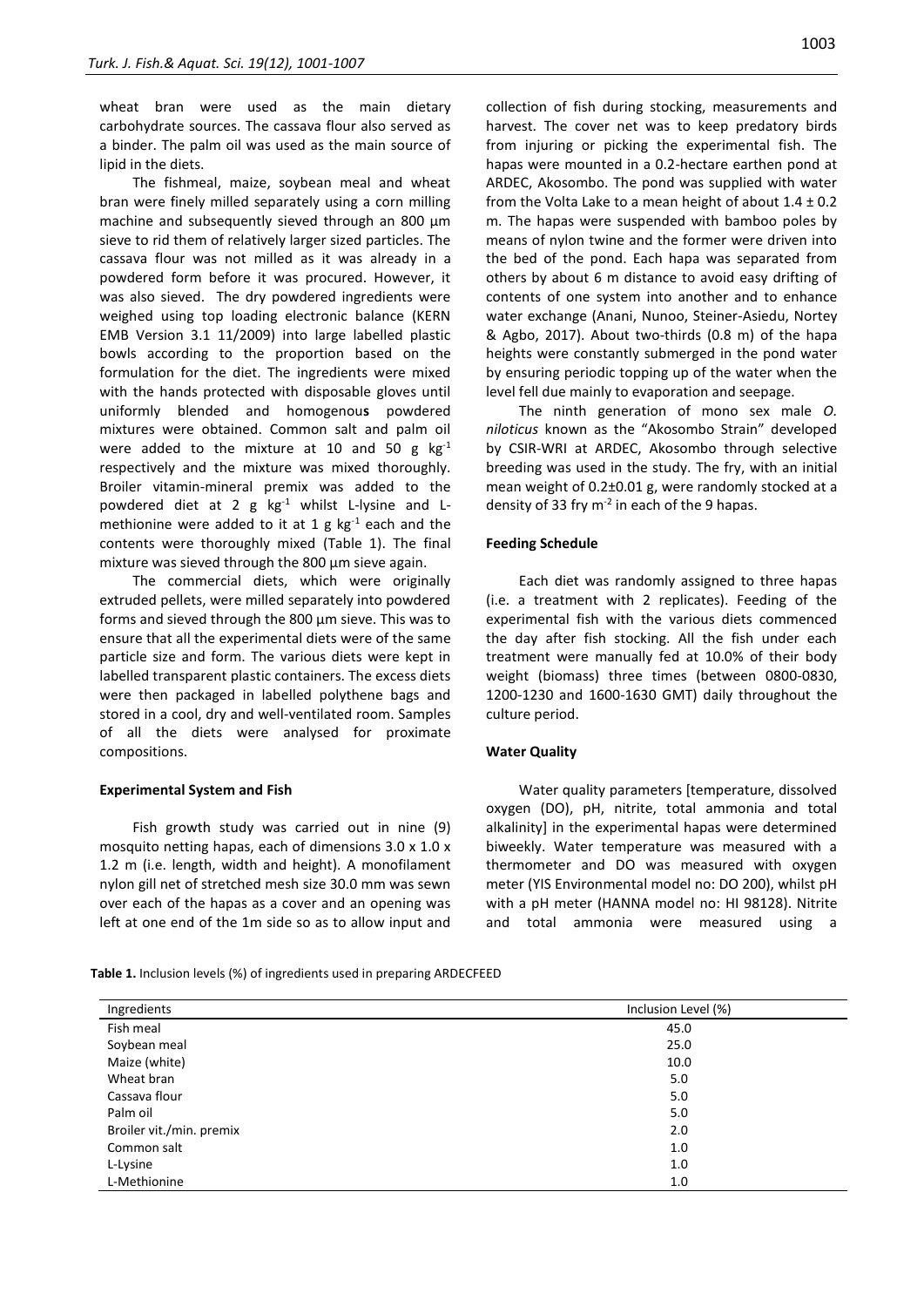wheat bran were used as the main dietary carbohydrate sources. The cassava flour also served as a binder. The palm oil was used as the main source of lipid in the diets.

The fishmeal, maize, soybean meal and wheat bran were finely milled separately using a corn milling machine and subsequently sieved through an 800 µm sieve to rid them of relatively larger sized particles. The cassava flour was not milled as it was already in a powdered form before it was procured. However, it was also sieved. The dry powdered ingredients were weighed using top loading electronic balance (KERN EMB Version 3.1 11/2009) into large labelled plastic bowls according to the proportion based on the formulation for the diet. The ingredients were mixed with the hands protected with disposable gloves until uniformly blended and homogenous powdered mixtures were obtained. Common salt and palm oil were added to the mixture at 10 and 50 g $kg^{-1}$ respectively and the mixture was mixed thoroughly. Broiler vitamin-mineral premix was added to the powdered diet at 2 g $kg^{-1}$ whilst L-lysine and L-methionine were added to it at 1 g $kg^{-1}$ each and the contents were thoroughly mixed (Table 1). The final mixture was sieved through the 800 µm sieve again.

The commercial diets, which were originally extruded pellets, were milled separately into powdered forms and sieved through the 800 µm sieve. This was to ensure that all the experimental diets were of the same particle size and form. The various diets were kept in labelled transparent plastic containers. The excess diets were then packaged in labelled polythene bags and stored in a cool, dry and well-ventilated room. Samples of all the diets were analysed for proximate compositions.

### Experimental System and Fish

Fish growth study was carried out in nine (9) mosquito netting hapas, each of dimensions 3.0 x 1.0 x 1.2 m (i.e. length, width and height). A monofilament nylon gill net of stretched mesh size 30.0 mm was sewn over each of the hapas as a cover and an opening was left at one end of the 1m side so as to allow input and collection of fish during stocking, measurements and harvest. The cover net was to keep predatory birds from injuring or picking the experimental fish. The hapas were mounted in a 0.2-hectare earthen pond at ARDEC, Akosombo. The pond was supplied with water from the Volta Lake to a mean height of about 1.4 ± 0.2 m. The hapas were suspended with bamboo poles by means of nylon twine and the former were driven into the bed of the pond. Each hapa was separated from others by about 6 m distance to avoid easy drifting of contents of one system into another and to enhance water exchange (Anani, Nunoo, Steiner-Asiedu, Nortey & Agbo, 2017). About two-thirds (0.8 m) of the hapa heights were constantly submerged in the pond water by ensuring periodic topping up of the water when the level fell due mainly to evaporation and seepage.

The ninth generation of mono sex male *O. niloticus* known as the "Akosombo Strain" developed by CSIR-WRI at ARDEC, Akosombo through selective breeding was used in the study. The fry, with an initial mean weight of 0.2±0.01 g, were randomly stocked at a density of 33 fry $m^{-2}$ in each of the 9 hapas.

### Feeding Schedule

Each diet was randomly assigned to three hapas (i.e. a treatment with 2 replicates). Feeding of the experimental fish with the various diets commenced the day after fish stocking. All the fish under each treatment were manually fed at 10.0% of their body weight (biomass) three times (between 0800-0830, 1200-1230 and 1600-1630 GMT) daily throughout the culture period.

### Water Quality

Water quality parameters [temperature, dissolved oxygen (DO), pH, nitrite, total ammonia and total alkalinity] in the experimental hapas were determined biweekly. Water temperature was measured with a thermometer and DO was measured with oxygen meter (YIS Environmental model no: DO 200), whilst pH with a pH meter (HANNA model no: HI 98128). Nitrite and total ammonia were measured using a

**Table 1.** Inclusion levels (%) of ingredients used in preparing ARDECFEED

| Ingredients | Inclusion Level (%) |
|---|---|
| Fish meal | 45.0 |
| Soybean meal | 25.0 |
| Maize (white) | 10.0 |
| Wheat bran | 5.0 |
| Cassava flour | 5.0 |
| Palm oil | 5.0 |
| Broiler vit./min. premix | 2.0 |
| Common salt | 1.0 |
| L-Lysine | 1.0 |
| L-Methionine | 1.0 |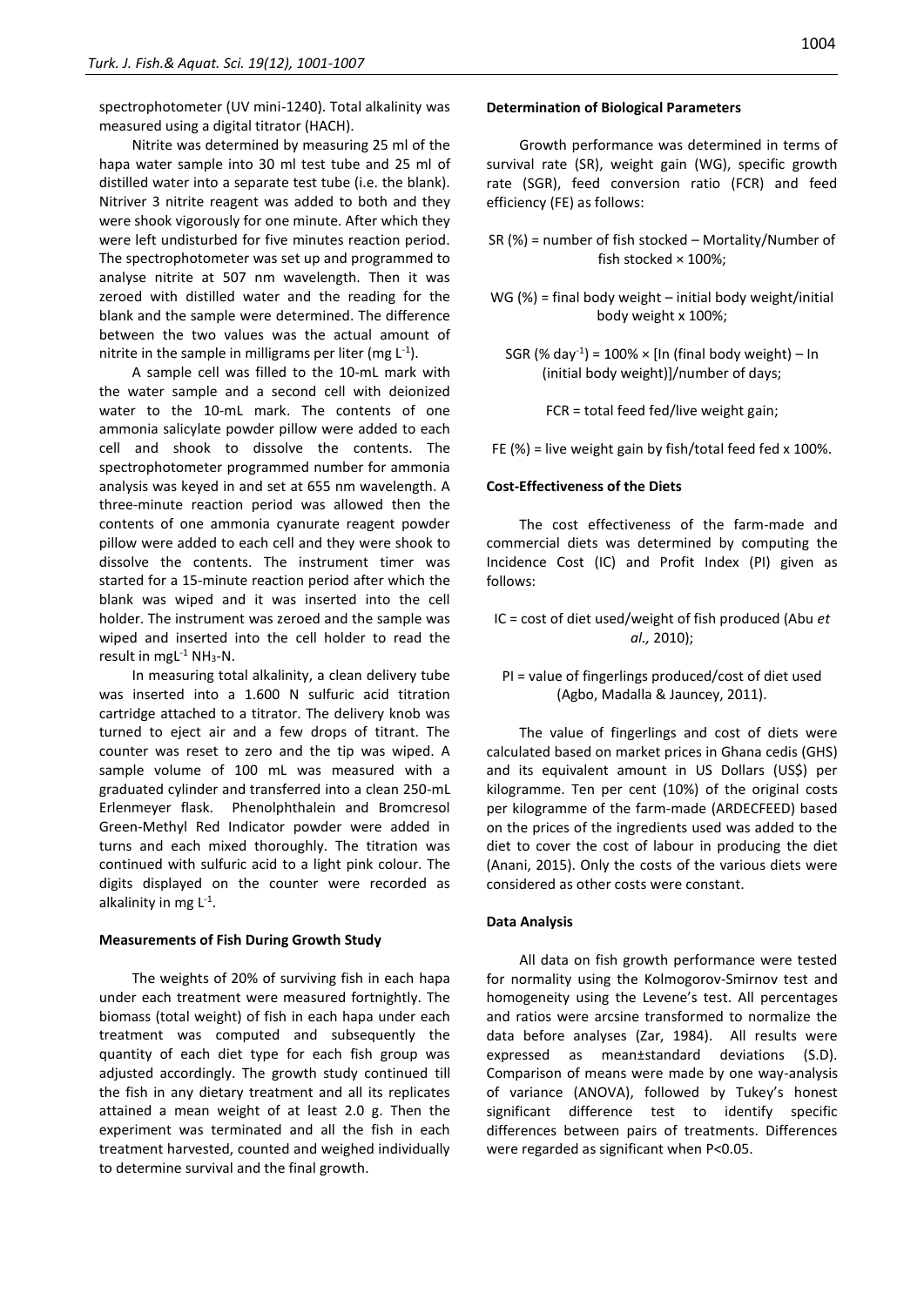spectrophotometer (UV mini-1240). Total alkalinity was measured using a digital titrator (HACH).

Nitrite was determined by measuring 25 ml of the hapa water sample into 30 ml test tube and 25 ml of distilled water into a separate test tube (i.e. the blank). Nitriver 3 nitrite reagent was added to both and they were shook vigorously for one minute. After which they were left undisturbed for five minutes reaction period. The spectrophotometer was set up and programmed to analyse nitrite at 507 nm wavelength. Then it was zeroed with distilled water and the reading for the blank and the sample were determined. The difference between the two values was the actual amount of nitrite in the sample in milligrams per liter (mg $L^{-1}$).

A sample cell was filled to the 10-mL mark with the water sample and a second cell with deionized water to the 10-mL mark. The contents of one ammonia salicylate powder pillow were added to each cell and shook to dissolve the contents. The spectrophotometer programmed number for ammonia analysis was keyed in and set at 655 nm wavelength. A three-minute reaction period was allowed then the contents of one ammonia cyanurate reagent powder pillow were added to each cell and they were shook to dissolve the contents. The instrument timer was started for a 15-minute reaction period after which the blank was wiped and it was inserted into the cell holder. The instrument was zeroed and the sample was wiped and inserted into the cell holder to read the result in mg$L^{-1}$ $NH_3$-N.

In measuring total alkalinity, a clean delivery tube was inserted into a 1.600 N sulfuric acid titration cartridge attached to a titrator. The delivery knob was turned to eject air and a few drops of titrant. The counter was reset to zero and the tip was wiped. A sample volume of 100 mL was measured with a graduated cylinder and transferred into a clean 250-mL Erlenmeyer flask. Phenolphthalein and Bromcresol Green-Methyl Red Indicator powder were added in turns and each mixed thoroughly. The titration was continued with sulfuric acid to a light pink colour. The digits displayed on the counter were recorded as alkalinity in mg $L^{-1}$.

#### Measurements of Fish During Growth Study

The weights of 20% of surviving fish in each hapa under each treatment were measured fortnightly. The biomass (total weight) of fish in each hapa under each treatment was computed and subsequently the quantity of each diet type for each fish group was adjusted accordingly. The growth study continued till the fish in any dietary treatment and all its replicates attained a mean weight of at least 2.0 g. Then the experiment was terminated and all the fish in each treatment harvested, counted and weighed individually to determine survival and the final growth.

#### Determination of Biological Parameters

Growth performance was determined in terms of survival rate (SR), weight gain (WG), specific growth rate (SGR), feed conversion ratio (FCR) and feed efficiency (FE) as follows:

SR (%) = number of fish stocked – Mortality/Number of fish stocked × 100%;

WG (%) = final body weight – initial body weight/initial body weight x 100%;

SGR (% day$^{-1}$) = 100% × [In (final body weight) – In (initial body weight)]/number of days;

FCR = total feed fed/live weight gain;

FE (%) = live weight gain by fish/total feed fed x 100%.

#### Cost-Effectiveness of the Diets

The cost effectiveness of the farm-made and commercial diets was determined by computing the Incidence Cost (IC) and Profit Index (PI) given as follows:

IC = cost of diet used/weight of fish produced (Abu *et al.,* 2010);

PI = value of fingerlings produced/cost of diet used (Agbo, Madalla & Jauncey, 2011).

The value of fingerlings and cost of diets were calculated based on market prices in Ghana cedis (GHS) and its equivalent amount in US Dollars (US$) per kilogramme. Ten per cent (10%) of the original costs per kilogramme of the farm-made (ARDECFEED) based on the prices of the ingredients used was added to the diet to cover the cost of labour in producing the diet (Anani, 2015). Only the costs of the various diets were considered as other costs were constant.

#### Data Analysis

All data on fish growth performance were tested for normality using the Kolmogorov-Smirnov test and homogeneity using the Levene's test. All percentages and ratios were arcsine transformed to normalize the data before analyses (Zar, 1984). All results were expressed as mean±standard deviations (S.D). Comparison of means were made by one way-analysis of variance (ANOVA), followed by Tukey's honest significant difference test to identify specific differences between pairs of treatments. Differences were regarded as significant when P<0.05.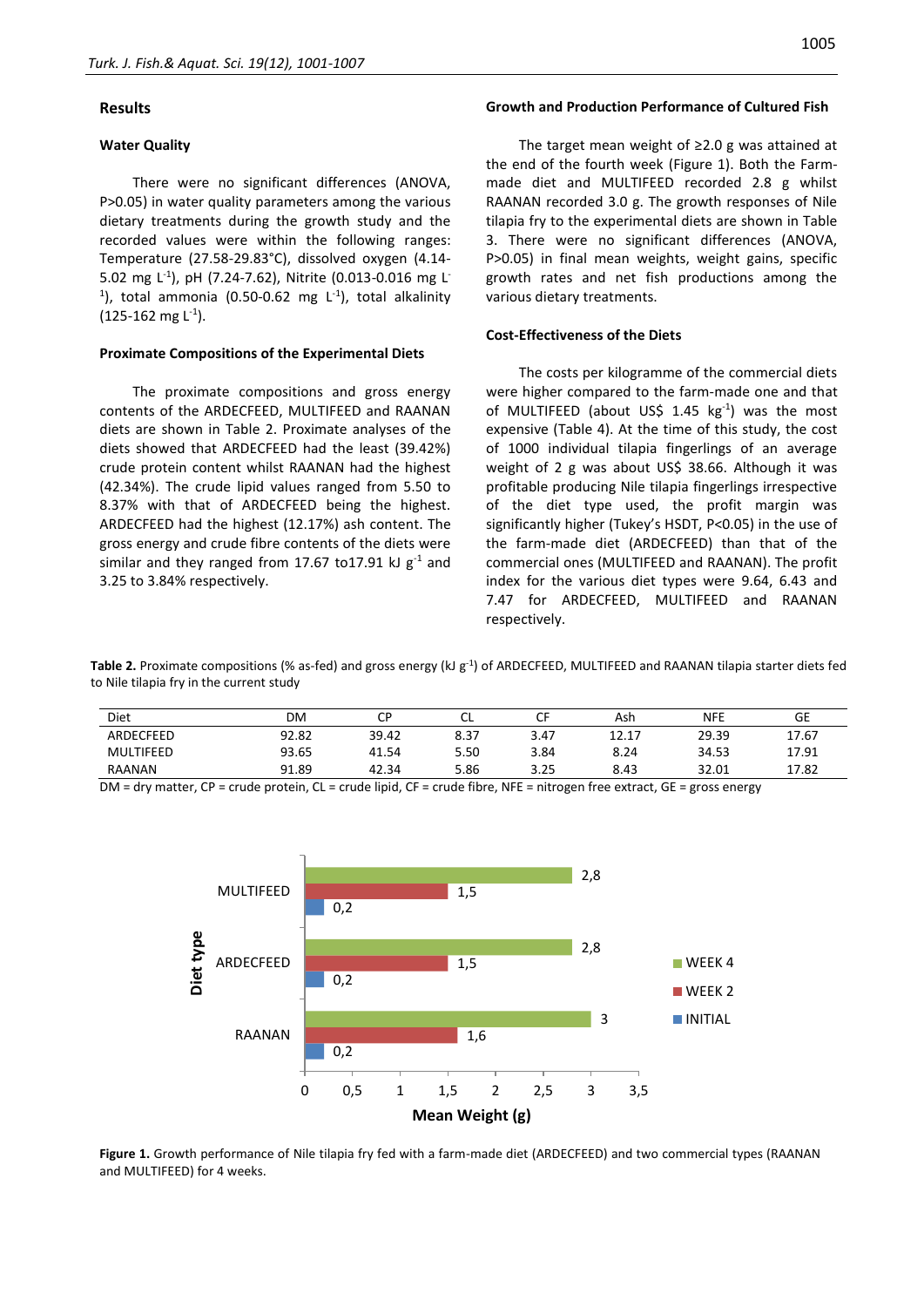## Results

### Water Quality

There were no significant differences (ANOVA, $P>0.05$) in water quality parameters among the various dietary treatments during the growth study and the recorded values were within the following ranges: Temperature (27.58-29.83°C), dissolved oxygen (4.14-5.02 mg $L^{-1}$), pH (7.24-7.62), Nitrite (0.013-0.016 mg $L^{-1}$), total ammonia (0.50-0.62 mg $L^{-1}$), total alkalinity (125-162 mg $L^{-1}$).

### Proximate Compositions of the Experimental Diets

The proximate compositions and gross energy contents of the ARDECFEED, MULTIFEED and RAANAN diets are shown in Table 2. Proximate analyses of the diets showed that ARDECFEED had the least (39.42%) crude protein content whilst RAANAN had the highest (42.34%). The crude lipid values ranged from 5.50 to 8.37% with that of ARDECFEED being the highest. ARDECFEED had the highest (12.17%) ash content. The gross energy and crude fibre contents of the diets were similar and they ranged from 17.67 to17.91 kJ $g^{-1}$ and 3.25 to 3.84% respectively.

### Growth and Production Performance of Cultured Fish

The target mean weight of ≥2.0 g was attained at the end of the fourth week (Figure 1). Both the Farm-made diet and MULTIFEED recorded 2.8 g whilst RAANAN recorded 3.0 g. The growth responses of Nile tilapia fry to the experimental diets are shown in Table 3. There were no significant differences (ANOVA, $P>0.05$) in final mean weights, weight gains, specific growth rates and net fish productions among the various dietary treatments.

### Cost-Effectiveness of the Diets

The costs per kilogramme of the commercial diets were higher compared to the farm-made one and that of MULTIFEED (about US$ 1.45 $kg^{-1}$) was the most expensive (Table 4). At the time of this study, the cost of 1000 individual tilapia fingerlings of an average weight of 2 g was about US$ 38.66. Although it was profitable producing Nile tilapia fingerlings irrespective of the diet type used, the profit margin was significantly higher (Tukey's HSDT, $P<0.05$) in the use of the farm-made diet (ARDECFEED) than that of the commercial ones (MULTIFEED and RAANAN). The profit index for the various diet types were 9.64, 6.43 and 7.47 for ARDECFEED, MULTIFEED and RAANAN respectively.

**Table 2.** Proximate compositions (% as-fed) and gross energy (kJ $g^{-1}$) of ARDECFEED, MULTIFEED and RAANAN tilapia starter diets fed to Nile tilapia fry in the current study

| Diet | DM | CP | CL | CF | Ash | NFE | GE |
|---|---|---|---|---|---|---|---|
| ARDECFEED | 92.82 | 39.42 | 8.37 | 3.47 | 12.17 | 29.39 | 17.67 |
| MULTIFEED | 93.65 | 41.54 | 5.50 | 3.84 | 8.24 | 34.53 | 17.91 |
| RAANAN | 91.89 | 42.34 | 5.86 | 3.25 | 8.43 | 32.01 | 17.82 |

DM = dry matter, CP = crude protein, CL = crude lipid, CF = crude fibre, NFE = nitrogen free extract, GE = gross energy

| Diet type | INITIAL | WEEK 2 | WEEK 4 |
|---|---|---|---|
| MULTIFEED | 0,2 | 1,5 | 2,8 |
| ARDECFEED | 0,2 | 1,5 | 2,8 |
| RAANAN | 0,2 | 1,6 | 3 |

**Figure 1.** Growth performance of Nile tilapia fry fed with a farm-made diet (ARDECFEED) and two commercial types (RAANAN and MULTIFEED) for 4 weeks.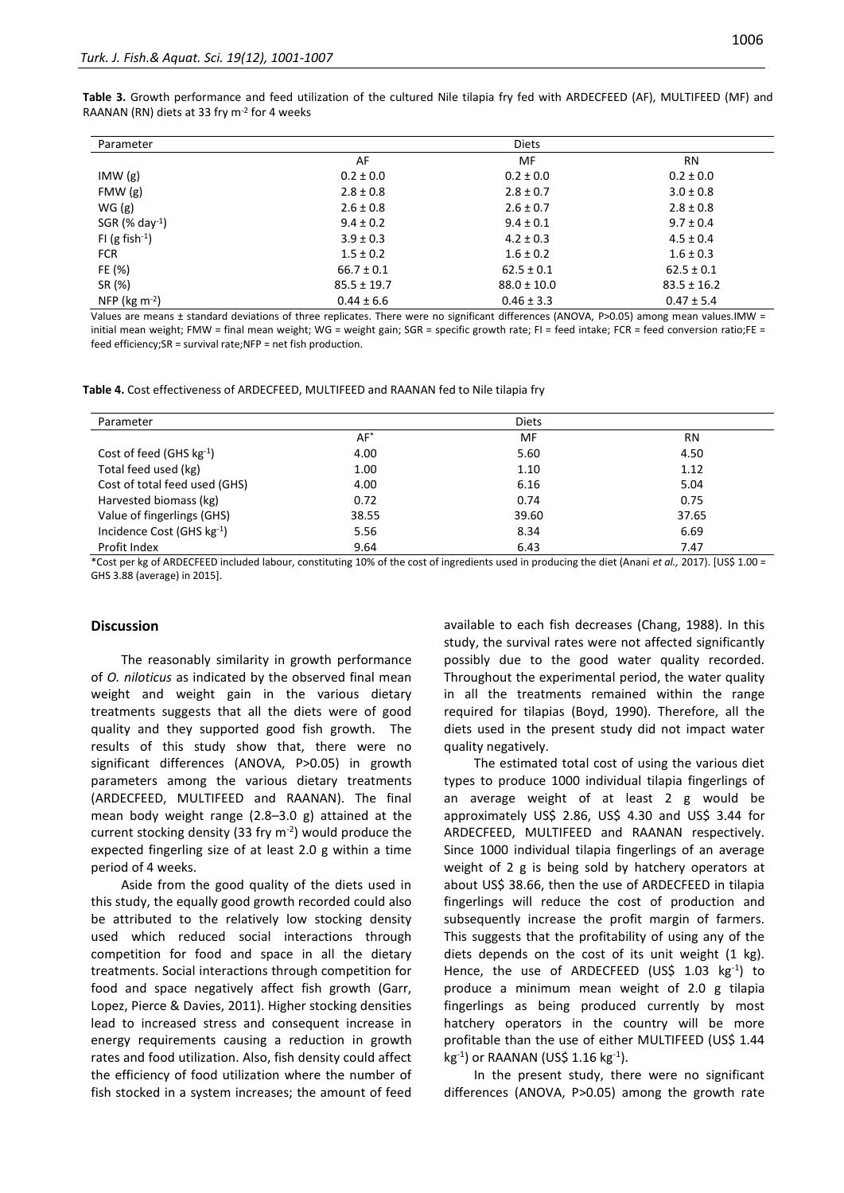**Table 3.** Growth performance and feed utilization of the cultured Nile tilapia fry fed with ARDECFEED (AF), MULTIFEED (MF) and RAANAN (RN) diets at 33 fry $m^{-2}$ for 4 weeks

| Parameter | Diets | | |
|---|---|---|---|
| | AF | MF | RN |
| IMW (g) | 0.2 ± 0.0 | 0.2 ± 0.0 | 0.2 ± 0.0 |
| FMW (g) | 2.8 ± 0.8 | 2.8 ± 0.7 | 3.0 ± 0.8 |
| WG (g) | 2.6 ± 0.8 | 2.6 ± 0.7 | 2.8 ± 0.8 |
| SGR (% $day^{-1}$) | 9.4 ± 0.2 | 9.4 ± 0.1 | 9.7 ± 0.4 |
| FI (g $fish^{-1}$) | 3.9 ± 0.3 | 4.2 ± 0.3 | 4.5 ± 0.4 |
| FCR | 1.5 ± 0.2 | 1.6 ± 0.2 | 1.6 ± 0.3 |
| FE (%) | 66.7 ± 0.1 | 62.5 ± 0.1 | 62.5 ± 0.1 |
| SR (%) | 85.5 ± 19.7 | 88.0 ± 10.0 | 83.5 ± 16.2 |
| NFP (kg $m^{-2}$) | 0.44 ± 6.6 | 0.46 ± 3.3 | 0.47 ± 5.4 |

Values are means ± standard deviations of three replicates. There were no significant differences (ANOVA, P>0.05) among mean values.IMW = initial mean weight; FMW = final mean weight; WG = weight gain; SGR = specific growth rate; FI = feed intake; FCR = feed conversion ratio;FE = feed efficiency;SR = survival rate;NFP = net fish production.

**Table 4.** Cost effectiveness of ARDECFEED, MULTIFEED and RAANAN fed to Nile tilapia fry

| Parameter | Diets | | |
|---|---|---|---|
| | AF* | MF | RN |
| Cost of feed (GHS $kg^{-1}$) | 4.00 | 5.60 | 4.50 |
| Total feed used (kg) | 1.00 | 1.10 | 1.12 |
| Cost of total feed used (GHS) | 4.00 | 6.16 | 5.04 |
| Harvested biomass (kg) | 0.72 | 0.74 | 0.75 |
| Value of fingerlings (GHS) | 38.55 | 39.60 | 37.65 |
| Incidence Cost (GHS $kg^{-1}$) | 5.56 | 8.34 | 6.69 |
| Profit Index | 9.64 | 6.43 | 7.47 |

*Cost per kg of ARDECFEED included labour, constituting 10% of the cost of ingredients used in producing the diet (Anani *et al.,* 2017). [US$ 1.00 = GHS 3.88 (average) in 2015].

## Discussion

The reasonably similarity in growth performance of *O. niloticus* as indicated by the observed final mean weight and weight gain in the various dietary treatments suggests that all the diets were of good quality and they supported good fish growth. The results of this study show that, there were no significant differences (ANOVA, P>0.05) in growth parameters among the various dietary treatments (ARDECFEED, MULTIFEED and RAANAN). The final mean body weight range (2.8–3.0 g) attained at the current stocking density (33 fry $m^{-2}$) would produce the expected fingerling size of at least 2.0 g within a time period of 4 weeks.

Aside from the good quality of the diets used in this study, the equally good growth recorded could also be attributed to the relatively low stocking density used which reduced social interactions through competition for food and space in all the dietary treatments. Social interactions through competition for food and space negatively affect fish growth (Garr, Lopez, Pierce & Davies, 2011). Higher stocking densities lead to increased stress and consequent increase in energy requirements causing a reduction in growth rates and food utilization. Also, fish density could affect the efficiency of food utilization where the number of fish stocked in a system increases; the amount of feed available to each fish decreases (Chang, 1988). In this study, the survival rates were not affected significantly possibly due to the good water quality recorded. Throughout the experimental period, the water quality in all the treatments remained within the range required for tilapias (Boyd, 1990). Therefore, all the diets used in the present study did not impact water quality negatively.

The estimated total cost of using the various diet types to produce 1000 individual tilapia fingerlings of an average weight of at least 2 g would be approximately US$ 2.86, US$ 4.30 and US$ 3.44 for ARDECFEED, MULTIFEED and RAANAN respectively. Since 1000 individual tilapia fingerlings of an average weight of 2 g is being sold by hatchery operators at about US$ 38.66, then the use of ARDECFEED in tilapia fingerlings will reduce the cost of production and subsequently increase the profit margin of farmers. This suggests that the profitability of using any of the diets depends on the cost of its unit weight (1 kg). Hence, the use of ARDECFEED (US$ 1.03 $kg^{-1}$) to produce a minimum mean weight of 2.0 g tilapia fingerlings as being produced currently by most hatchery operators in the country will be more profitable than the use of either MULTIFEED (US$ 1.44 $kg^{-1}$) or RAANAN (US$ 1.16 $kg^{-1}$).

In the present study, there were no significant differences (ANOVA, P>0.05) among the growth rate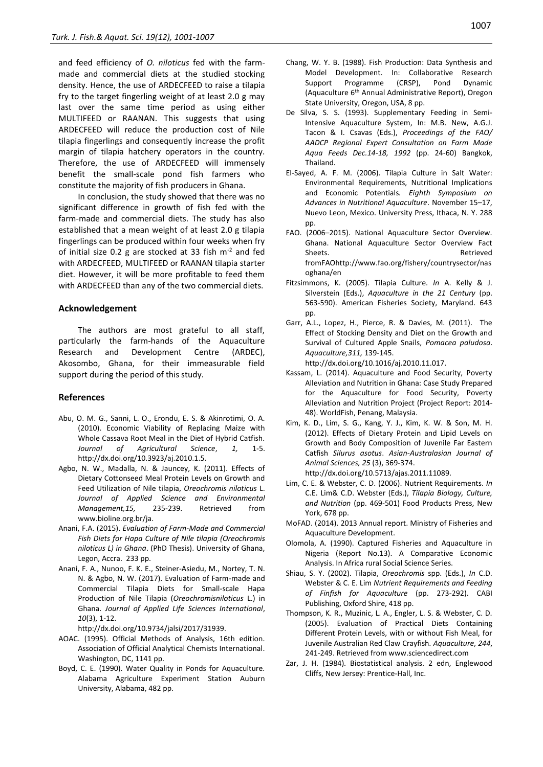and feed efficiency of *O. niloticus* fed with the farm-made and commercial diets at the studied stocking density. Hence, the use of ARDECFEED to raise a tilapia fry to the target fingerling weight of at least 2.0 g may last over the same time period as using either MULTIFEED or RAANAN. This suggests that using ARDECFEED will reduce the production cost of Nile tilapia fingerlings and consequently increase the profit margin of tilapia hatchery operators in the country. Therefore, the use of ARDECFEED will immensely benefit the small-scale pond fish farmers who constitute the majority of fish producers in Ghana.

In conclusion, the study showed that there was no significant difference in growth of fish fed with the farm-made and commercial diets. The study has also established that a mean weight of at least 2.0 g tilapia fingerlings can be produced within four weeks when fry of initial size 0.2 g are stocked at 33 fish $m^{-2}$ and fed with ARDECFEED, MULTIFEED or RAANAN tilapia starter diet. However, it will be more profitable to feed them with ARDECFEED than any of the two commercial diets.

## Acknowledgement

The authors are most grateful to all staff, particularly the farm-hands of the Aquaculture Research and Development Centre (ARDEC), Akosombo, Ghana, for their immeasurable field support during the period of this study.

## References

Abu, O. M. G., Sanni, L. O., Erondu, E. S. & Akinrotimi, O. A. (2010). Economic Viability of Replacing Maize with Whole Cassava Root Meal in the Diet of Hybrid Catfish. *Journal of Agricultural Science*, *1,* 1-5. http://dx.doi.org/10.3923/aj.2010.1.5.

Agbo, N. W., Madalla, N. & Jauncey, K. (2011). Effects of Dietary Cottonseed Meal Protein Levels on Growth and Feed Utilization of Nile tilapia, *Oreochromis niloticus* L. *Journal of Applied Science and Environmental Management,15,* 235-239. Retrieved from www.bioline.org.br/ja.

Anani, F.A. (2015). *Evaluation of Farm-Made and Commercial Fish Diets for Hapa Culture of Nile tilapia (Oreochromis niloticus L) in Ghana*. (PhD Thesis). University of Ghana, Legon, Accra. 233 pp.

Anani, F. A., Nunoo, F. K. E., Steiner-Asiedu, M., Nortey, T. N. N. & Agbo, N. W. (2017). Evaluation of Farm-made and Commercial Tilapia Diets for Small-scale Hapa Production of Nile Tilapia (*Oreochromisniloticus* L.) in Ghana. *Journal of Applied Life Sciences International*, *10*(3), 1-12. http://dx.doi.org/10.9734/jalsi/2017/31939.

AOAC. (1995). Official Methods of Analysis, 16th edition. Association of Official Analytical Chemists International. Washington, DC, 1141 pp.

Boyd, C. E. (1990). Water Quality in Ponds for Aquaculture. Alabama Agriculture Experiment Station Auburn University, Alabama, 482 pp.

Chang, W. Y. B. (1988). Fish Production: Data Synthesis and Model Development. In: Collaborative Research Support Programme (CRSP), Pond Dynamic (Aquaculture 6th Annual Administrative Report), Oregon State University, Oregon, USA, 8 pp.

De Silva, S. S. (1993). Supplementary Feeding in Semi-Intensive Aquaculture System, In: M.B. New, A.G.J. Tacon & I. Csavas (Eds.), *Proceedings of the FAO/ AADCP Regional Expert Consultation on Farm Made Aqua Feeds Dec.14-18, 1992* (pp. 24-60) Bangkok, Thailand.

El-Sayed, A. F. M. (2006). Tilapia Culture in Salt Water: Environmental Requirements, Nutritional Implications and Economic Potentials*. Eighth Symposium on Advances in Nutritional Aquaculture*. November 15–17, Nuevo Leon, Mexico. University Press, Ithaca, N. Y. 288 pp.

FAO. (2006–2015). National Aquaculture Sector Overview. Ghana. National Aquaculture Sector Overview Fact Sheets. Retrieved fromFAOhttp://www.fao.org/fishery/countrysector/nasoghana/en

Fitzsimmons, K. (2005). Tilapia Culture. *In* A. Kelly & J. Silverstein (Eds.), *Aquaculture in the 21 Century* (pp. 563-590). American Fisheries Society, Maryland. 643 pp.

Garr, A.L., Lopez, H., Pierce, R. & Davies, M. (2011). The Effect of Stocking Density and Diet on the Growth and Survival of Cultured Apple Snails, *Pomacea paludosa*. *Aquaculture,311,* 139-145. http://dx.doi.org/10.1016/aj.2010.11.017.

Kassam, L. (2014). Aquaculture and Food Security, Poverty Alleviation and Nutrition in Ghana: Case Study Prepared for the Aquaculture for Food Security, Poverty Alleviation and Nutrition Project (Project Report: 2014-48). WorldFish, Penang, Malaysia.

Kim, K. D., Lim, S. G., Kang, Y. J., Kim, K. W. & Son, M. H. (2012). Effects of Dietary Protein and Lipid Levels on Growth and Body Composition of Juvenile Far Eastern Catfish *Silurus asotus*. *Asian-Australasian Journal of Animal Sciences*, *25* (3), 369-374. http://dx.doi.org/10.5713/ajas.2011.11089.

Lim, C. E. & Webster, C. D. (2006). Nutrient Requirements. *In* C.E. Lim& C.D. Webster (Eds.), *Tilapia Biology, Culture, and Nutrition* (pp. 469-501) Food Products Press, New York, 678 pp.

MoFAD. (2014). 2013 Annual report. Ministry of Fisheries and Aquaculture Development.

Olomola, A. (1990). Captured Fisheries and Aquaculture in Nigeria (Report No.13). A Comparative Economic Analysis. In Africa rural Social Science Series.

Shiau, S. Y. (2002). Tilapia, *Oreochromis* spp. (Eds.), *In* C.D. Webster & C. E. Lim *Nutrient Requirements and Feeding of Finfish for Aquaculture* (pp. 273-292). CABI Publishing, Oxford Shire, 418 pp.

Thompson, K. R., Muzinic, L. A., Engler, L. S. & Webster, C. D. (2005). Evaluation of Practical Diets Containing Different Protein Levels, with or without Fish Meal, for Juvenile Australian Red Claw Crayfish. *Aquaculture*, *244*, 241-249. Retrieved from www.sciencedirect.com

Zar, J. H. (1984). Biostatistical analysis. 2 edn, Englewood Cliffs, New Jersey: Prentice-Hall, Inc.